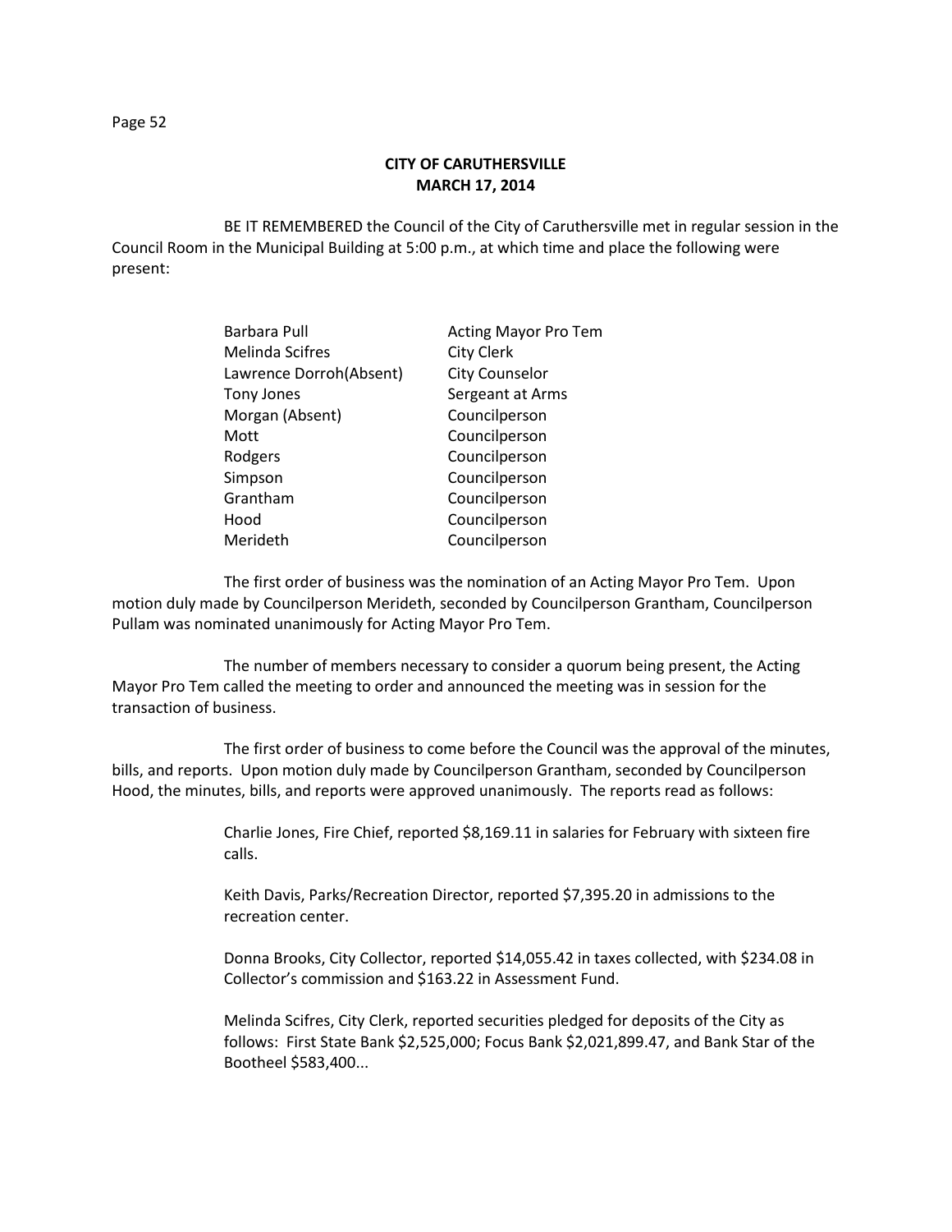# CITY OF CARUTHERSVILLE
## MARCH 17, 2014

BE IT REMEMBERED the Council of the City of Caruthersville met in regular session in the Council Room in the Municipal Building at 5:00 p.m., at which time and place the following were present:

| | |
|---|---|
| Barbara Pull | Acting Mayor Pro Tem |
| Melinda Scifres | City Clerk |
| Lawrence Dorroh(Absent) | City Counselor |
| Tony Jones | Sergeant at Arms |
| Morgan (Absent) | Councilperson |
| Mott | Councilperson |
| Rodgers | Councilperson |
| Simpson | Councilperson |
| Grantham | Councilperson |
| Hood | Councilperson |
| Merideth | Councilperson |

The first order of business was the nomination of an Acting Mayor Pro Tem. Upon motion duly made by Councilperson Merideth, seconded by Councilperson Grantham, Councilperson Pullam was nominated unanimously for Acting Mayor Pro Tem.

The number of members necessary to consider a quorum being present, the Acting Mayor Pro Tem called the meeting to order and announced the meeting was in session for the transaction of business.

The first order of business to come before the Council was the approval of the minutes, bills, and reports. Upon motion duly made by Councilperson Grantham, seconded by Councilperson Hood, the minutes, bills, and reports were approved unanimously. The reports read as follows:

> Charlie Jones, Fire Chief, reported $8,169.11 in salaries for February with sixteen fire calls.
>
> Keith Davis, Parks/Recreation Director, reported $7,395.20 in admissions to the recreation center.
>
> Donna Brooks, City Collector, reported $14,055.42 in taxes collected, with $234.08 in Collector's commission and $163.22 in Assessment Fund.
>
> Melinda Scifres, City Clerk, reported securities pledged for deposits of the City as follows: First State Bank $2,525,000; Focus Bank $2,021,899.47, and Bank Star of the Bootheel $583,400...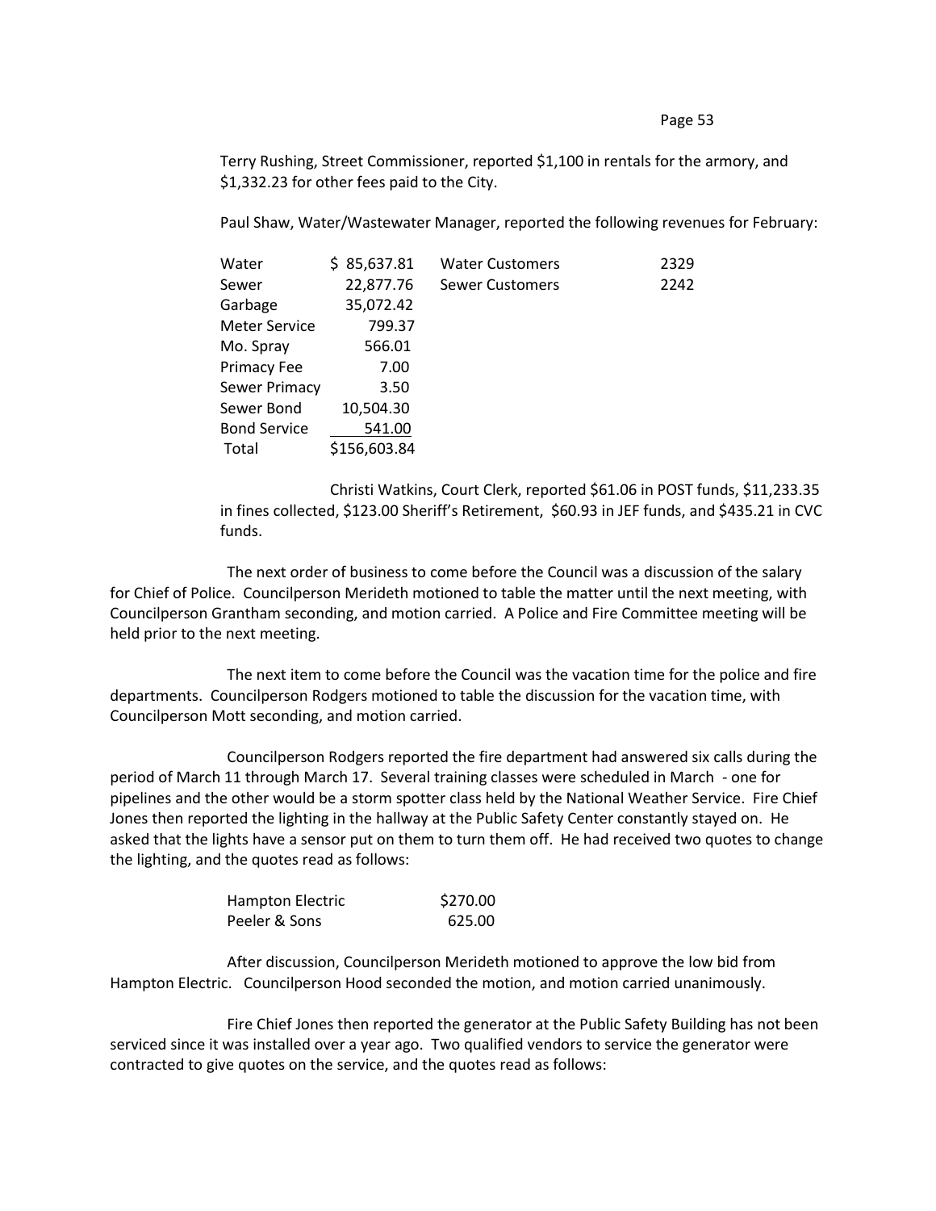Terry Rushing, Street Commissioner, reported $1,100 in rentals for the armory, and $1,332.23 for other fees paid to the City.

Paul Shaw, Water/Wastewater Manager, reported the following revenues for February:

| | | | |
|---|---|---|---|
| Water | $ 85,637.81 | Water Customers | 2329 |
| Sewer | 22,877.76 | Sewer Customers | 2242 |
| Garbage | 35,072.42 | | |
| Meter Service | 799.37 | | |
| Mo. Spray | 566.01 | | |
| Primacy Fee | 7.00 | | |
| Sewer Primacy | 3.50 | | |
| Sewer Bond | 10,504.30 | | |
| Bond Service | 541.00 | | |
| Total | $156,603.84 | | |

Christi Watkins, Court Clerk, reported $61.06 in POST funds, $11,233.35 in fines collected, $123.00 Sheriff's Retirement, $60.93 in JEF funds, and $435.21 in CVC funds.

The next order of business to come before the Council was a discussion of the salary for Chief of Police. Councilperson Merideth motioned to table the matter until the next meeting, with Councilperson Grantham seconding, and motion carried. A Police and Fire Committee meeting will be held prior to the next meeting.

The next item to come before the Council was the vacation time for the police and fire departments. Councilperson Rodgers motioned to table the discussion for the vacation time, with Councilperson Mott seconding, and motion carried.

Councilperson Rodgers reported the fire department had answered six calls during the period of March 11 through March 17. Several training classes were scheduled in March - one for pipelines and the other would be a storm spotter class held by the National Weather Service. Fire Chief Jones then reported the lighting in the hallway at the Public Safety Center constantly stayed on. He asked that the lights have a sensor put on them to turn them off. He had received two quotes to change the lighting, and the quotes read as follows:

| | |
|---|---|
| Hampton Electric | $270.00 |
| Peeler & Sons | 625.00 |

After discussion, Councilperson Merideth motioned to approve the low bid from Hampton Electric. Councilperson Hood seconded the motion, and motion carried unanimously.

Fire Chief Jones then reported the generator at the Public Safety Building has not been serviced since it was installed over a year ago. Two qualified vendors to service the generator were contracted to give quotes on the service, and the quotes read as follows: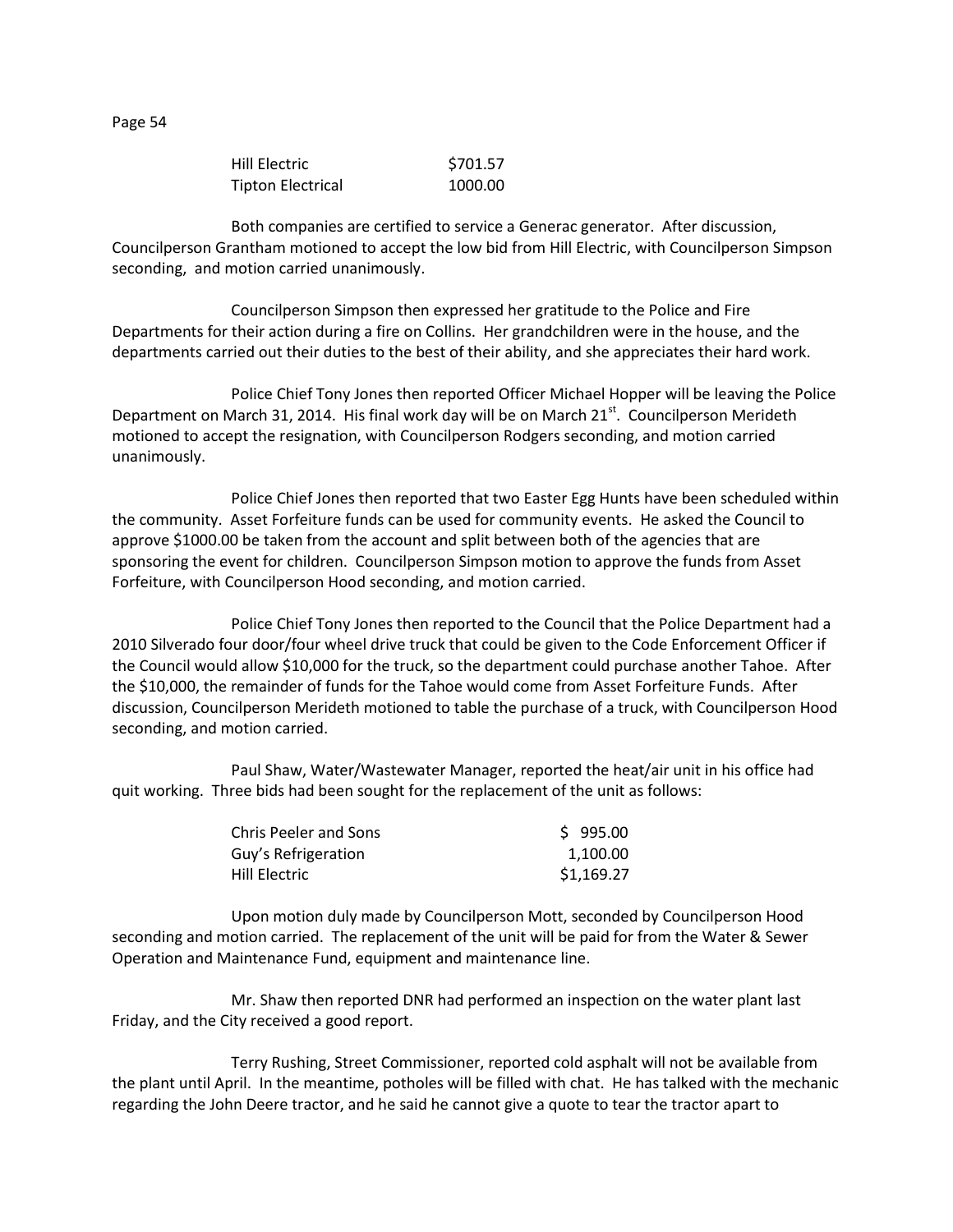| | |
|---|---|
| Hill Electric | \$701.57 |
| Tipton Electrical | 1000.00 |

Both companies are certified to service a Generac generator. After discussion, Councilperson Grantham motioned to accept the low bid from Hill Electric, with Councilperson Simpson seconding, and motion carried unanimously.

Councilperson Simpson then expressed her gratitude to the Police and Fire Departments for their action during a fire on Collins. Her grandchildren were in the house, and the departments carried out their duties to the best of their ability, and she appreciates their hard work.

Police Chief Tony Jones then reported Officer Michael Hopper will be leaving the Police Department on March 31, 2014. His final work day will be on March 21st. Councilperson Merideth motioned to accept the resignation, with Councilperson Rodgers seconding, and motion carried unanimously.

Police Chief Jones then reported that two Easter Egg Hunts have been scheduled within the community. Asset Forfeiture funds can be used for community events. He asked the Council to approve \$1000.00 be taken from the account and split between both of the agencies that are sponsoring the event for children. Councilperson Simpson motion to approve the funds from Asset Forfeiture, with Councilperson Hood seconding, and motion carried.

Police Chief Tony Jones then reported to the Council that the Police Department had a 2010 Silverado four door/four wheel drive truck that could be given to the Code Enforcement Officer if the Council would allow \$10,000 for the truck, so the department could purchase another Tahoe. After the \$10,000, the remainder of funds for the Tahoe would come from Asset Forfeiture Funds. After discussion, Councilperson Merideth motioned to table the purchase of a truck, with Councilperson Hood seconding, and motion carried.

Paul Shaw, Water/Wastewater Manager, reported the heat/air unit in his office had quit working. Three bids had been sought for the replacement of the unit as follows:

| | |
|---|---|
| Chris Peeler and Sons | \$ 995.00 |
| Guy's Refrigeration | 1,100.00 |
| Hill Electric | \$1,169.27 |

Upon motion duly made by Councilperson Mott, seconded by Councilperson Hood seconding and motion carried. The replacement of the unit will be paid for from the Water & Sewer Operation and Maintenance Fund, equipment and maintenance line.

Mr. Shaw then reported DNR had performed an inspection on the water plant last Friday, and the City received a good report.

Terry Rushing, Street Commissioner, reported cold asphalt will not be available from the plant until April. In the meantime, potholes will be filled with chat. He has talked with the mechanic regarding the John Deere tractor, and he said he cannot give a quote to tear the tractor apart to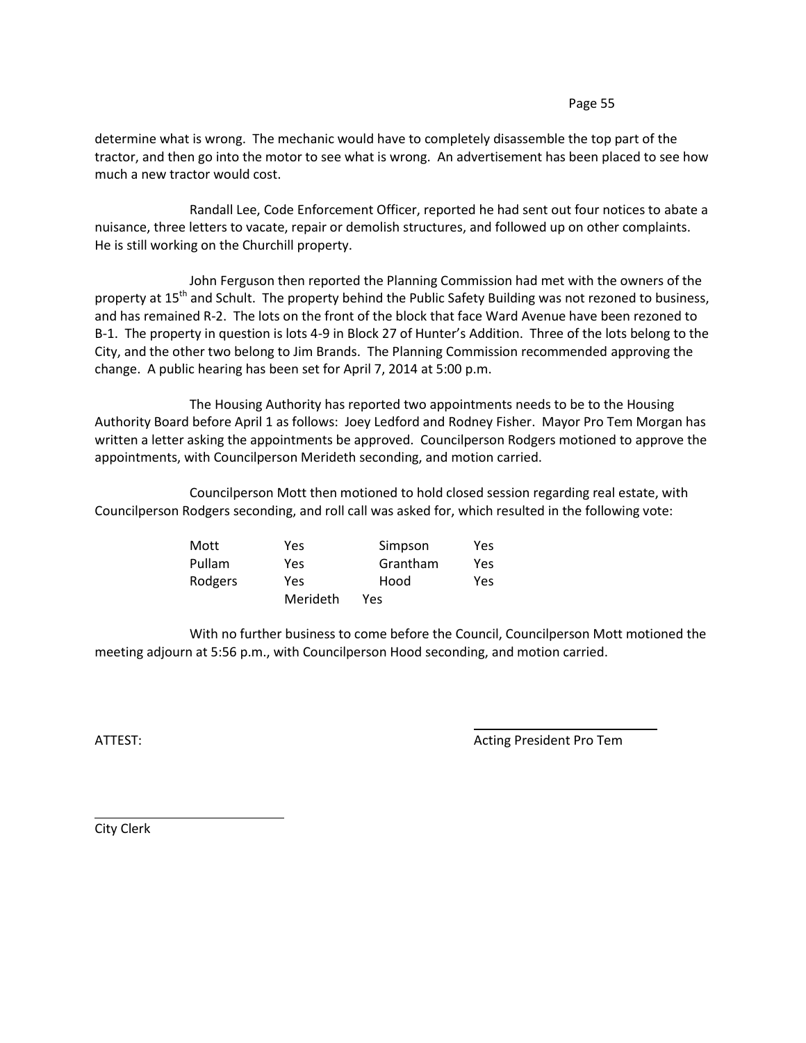determine what is wrong. The mechanic would have to completely disassemble the top part of the tractor, and then go into the motor to see what is wrong. An advertisement has been placed to see how much a new tractor would cost.

Randall Lee, Code Enforcement Officer, reported he had sent out four notices to abate a nuisance, three letters to vacate, repair or demolish structures, and followed up on other complaints. He is still working on the Churchill property.

John Ferguson then reported the Planning Commission had met with the owners of the property at 15th and Schult. The property behind the Public Safety Building was not rezoned to business, and has remained R-2. The lots on the front of the block that face Ward Avenue have been rezoned to B-1. The property in question is lots 4-9 in Block 27 of Hunter's Addition. Three of the lots belong to the City, and the other two belong to Jim Brands. The Planning Commission recommended approving the change. A public hearing has been set for April 7, 2014 at 5:00 p.m.

The Housing Authority has reported two appointments needs to be to the Housing Authority Board before April 1 as follows: Joey Ledford and Rodney Fisher. Mayor Pro Tem Morgan has written a letter asking the appointments be approved. Councilperson Rodgers motioned to approve the appointments, with Councilperson Merideth seconding, and motion carried.

Councilperson Mott then motioned to hold closed session regarding real estate, with Councilperson Rodgers seconding, and roll call was asked for, which resulted in the following vote:

| | | | |
|---|---|---|---|
| Mott | Yes | Simpson | Yes |
| Pullam | Yes | Grantham | Yes |
| Rodgers | Yes | Hood | Yes |
| | Merideth | Yes | |

With no further business to come before the Council, Councilperson Mott motioned the meeting adjourn at 5:56 p.m., with Councilperson Hood seconding, and motion carried.

ATTEST:

Acting President Pro Tem

City Clerk